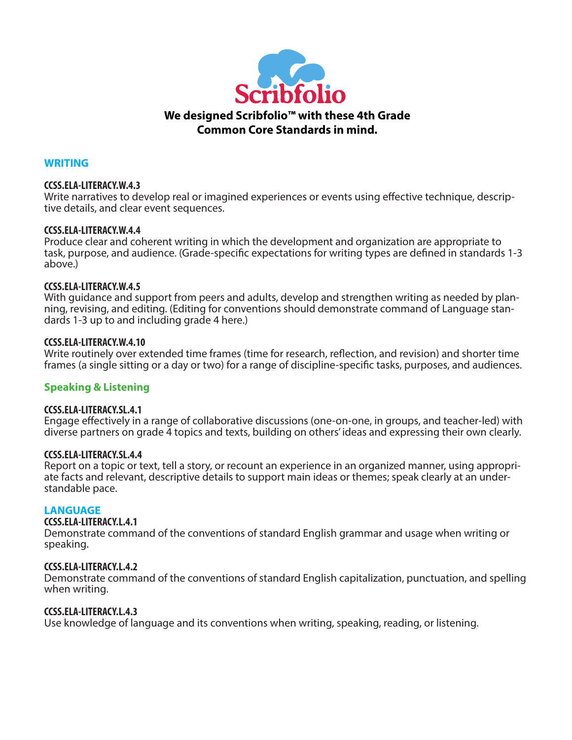# Scribfolio

**We designed Scribfolio™ with these 4th Grade Common Core Standards in mind.**

## WRITING

**CCSS.ELA-LITERACY.W.4.3**
Write narratives to develop real or imagined experiences or events using effective technique, descriptive details, and clear event sequences.

**CCSS.ELA-LITERACY.W.4.4**
Produce clear and coherent writing in which the development and organization are appropriate to task, purpose, and audience. (Grade-specific expectations for writing types are defined in standards 1-3 above.)

**CCSS.ELA-LITERACY.W.4.5**
With guidance and support from peers and adults, develop and strengthen writing as needed by planning, revising, and editing. (Editing for conventions should demonstrate command of Language standards 1-3 up to and including grade 4 here.)

**CCSS.ELA-LITERACY.W.4.10**
Write routinely over extended time frames (time for research, reflection, and revision) and shorter time frames (a single sitting or a day or two) for a range of discipline-specific tasks, purposes, and audiences.

## Speaking & Listening

**CCSS.ELA-LITERACY.SL.4.1**
Engage effectively in a range of collaborative discussions (one-on-one, in groups, and teacher-led) with diverse partners on grade 4 topics and texts, building on others' ideas and expressing their own clearly.

**CCSS.ELA-LITERACY.SL.4.4**
Report on a topic or text, tell a story, or recount an experience in an organized manner, using appropriate facts and relevant, descriptive details to support main ideas or themes; speak clearly at an understandable pace.

## LANGUAGE

**CCSS.ELA-LITERACY.L.4.1**
Demonstrate command of the conventions of standard English grammar and usage when writing or speaking.

**CCSS.ELA-LITERACY.L.4.2**
Demonstrate command of the conventions of standard English capitalization, punctuation, and spelling when writing.

**CCSS.ELA-LITERACY.L.4.3**
Use knowledge of language and its conventions when writing, speaking, reading, or listening.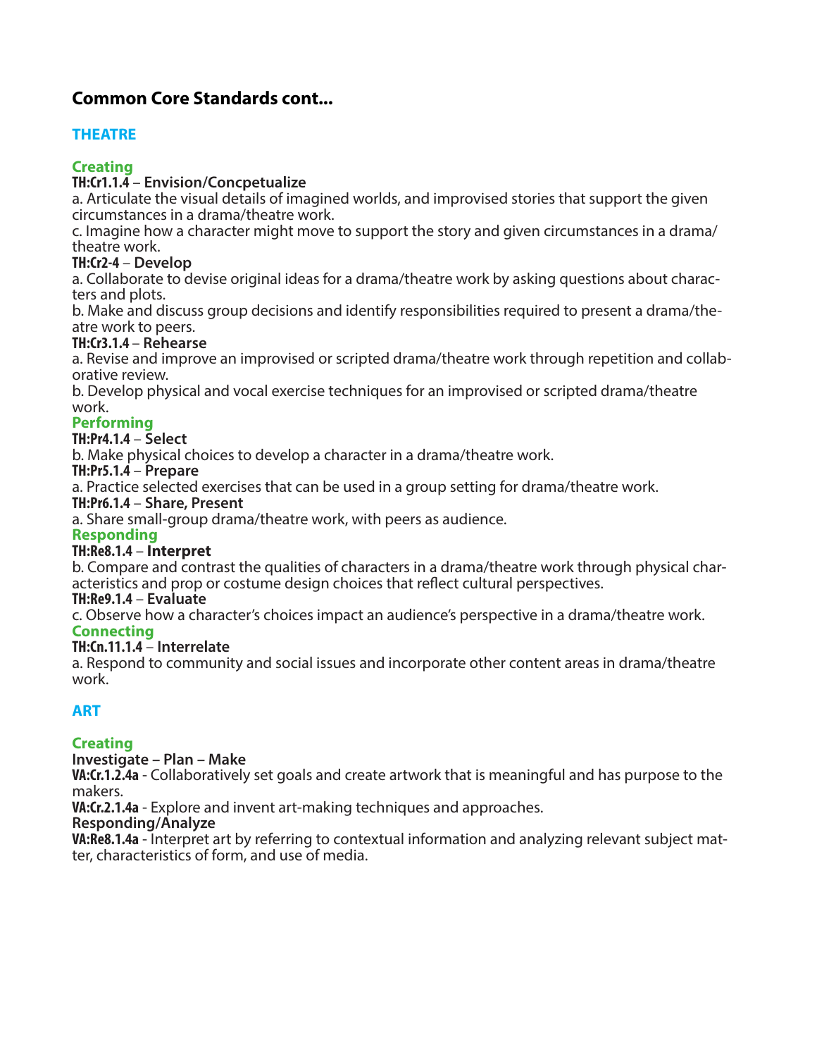## Common Core Standards cont...

### THEATRE

#### Creating

**TH:Cr1.1.4 – Envision/Concpetualize**

a. Articulate the visual details of imagined worlds, and improvised stories that support the given circumstances in a drama/theatre work.

c. Imagine how a character might move to support the story and given circumstances in a drama/theatre work.

**TH:Cr2-4 – Develop**

a. Collaborate to devise original ideas for a drama/theatre work by asking questions about characters and plots.

b. Make and discuss group decisions and identify responsibilities required to present a drama/theatre work to peers.

**TH:Cr3.1.4 – Rehearse**

a. Revise and improve an improvised or scripted drama/theatre work through repetition and collaborative review.

b. Develop physical and vocal exercise techniques for an improvised or scripted drama/theatre work.

#### Performing

**TH:Pr4.1.4 – Select**

b. Make physical choices to develop a character in a drama/theatre work.

**TH:Pr5.1.4 – Prepare**

a. Practice selected exercises that can be used in a group setting for drama/theatre work.

**TH:Pr6.1.4 – Share, Present**

a. Share small-group drama/theatre work, with peers as audience.

#### Responding

**TH:Re8.1.4 – Interpret**

b. Compare and contrast the qualities of characters in a drama/theatre work through physical characteristics and prop or costume design choices that reflect cultural perspectives.

**TH:Re9.1.4 – Evaluate**

c. Observe how a character's choices impact an audience's perspective in a drama/theatre work.

#### Connecting

**TH:Cn.11.1.4 – Interrelate**

a. Respond to community and social issues and incorporate other content areas in drama/theatre work.

### ART

#### Creating

**Investigate – Plan – Make**

**VA:Cr.1.2.4a** - Collaboratively set goals and create artwork that is meaningful and has purpose to the makers.

**VA:Cr.2.1.4a** - Explore and invent art-making techniques and approaches.

**Responding/Analyze**

**VA:Re8.1.4a** - Interpret art by referring to contextual information and analyzing relevant subject matter, characteristics of form, and use of media.